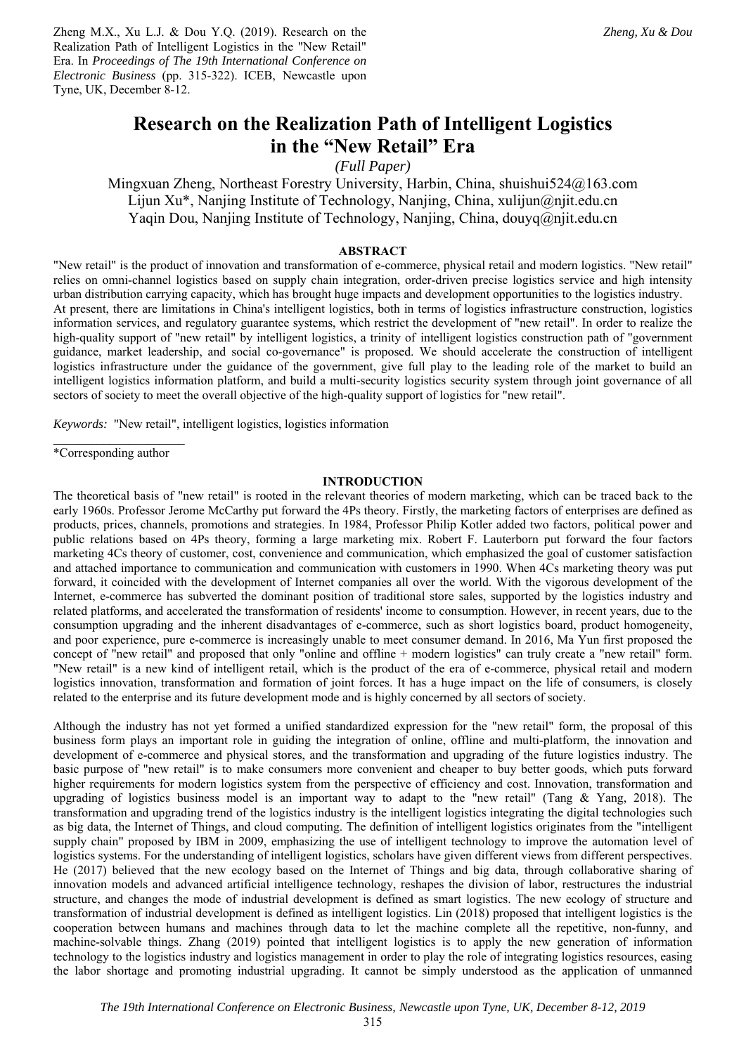Zheng M.X., Xu L.J. & Dou Y.Q. (2019). Research on the Realization Path of Intelligent Logistics in the "New Retail" Era. In *Proceedings of The 19th International Conference on Electronic Business* (pp. 315-322). ICEB, Newcastle upon Tyne, UK, December 8-12.

# Research on the Realization Path of Intelligent Logistics in the "New Retail" Era

*(Full Paper)*

Mingxuan Zheng, Northeast Forestry University, Harbin, China, shuishui524@163.com
Lijun Xu*, Nanjing Institute of Technology, Nanjing, China, xulijun@njit.edu.cn
Yaqin Dou, Nanjing Institute of Technology, Nanjing, China, douyq@njit.edu.cn

## ABSTRACT

"New retail" is the product of innovation and transformation of e-commerce, physical retail and modern logistics. "New retail" relies on omni-channel logistics based on supply chain integration, order-driven precise logistics service and high intensity urban distribution carrying capacity, which has brought huge impacts and development opportunities to the logistics industry. At present, there are limitations in China's intelligent logistics, both in terms of logistics infrastructure construction, logistics information services, and regulatory guarantee systems, which restrict the development of "new retail". In order to realize the high-quality support of "new retail" by intelligent logistics, a trinity of intelligent logistics construction path of "government guidance, market leadership, and social co-governance" is proposed. We should accelerate the construction of intelligent logistics infrastructure under the guidance of the government, give full play to the leading role of the market to build an intelligent logistics information platform, and build a multi-security logistics security system through joint governance of all sectors of society to meet the overall objective of the high-quality support of logistics for "new retail".

*Keywords:* "New retail", intelligent logistics, logistics information

*Corresponding author

## INTRODUCTION

The theoretical basis of "new retail" is rooted in the relevant theories of modern marketing, which can be traced back to the early 1960s. Professor Jerome McCarthy put forward the 4Ps theory. Firstly, the marketing factors of enterprises are defined as products, prices, channels, promotions and strategies. In 1984, Professor Philip Kotler added two factors, political power and public relations based on 4Ps theory, forming a large marketing mix. Robert F. Lauterborn put forward the four factors marketing 4Cs theory of customer, cost, convenience and communication, which emphasized the goal of customer satisfaction and attached importance to communication and communication with customers in 1990. When 4Cs marketing theory was put forward, it coincided with the development of Internet companies all over the world. With the vigorous development of the Internet, e-commerce has subverted the dominant position of traditional store sales, supported by the logistics industry and related platforms, and accelerated the transformation of residents' income to consumption. However, in recent years, due to the consumption upgrading and the inherent disadvantages of e-commerce, such as short logistics board, product homogeneity, and poor experience, pure e-commerce is increasingly unable to meet consumer demand. In 2016, Ma Yun first proposed the concept of "new retail" and proposed that only "online and offline + modern logistics" can truly create a "new retail" form. "New retail" is a new kind of intelligent retail, which is the product of the era of e-commerce, physical retail and modern logistics innovation, transformation and formation of joint forces. It has a huge impact on the life of consumers, is closely related to the enterprise and its future development mode and is highly concerned by all sectors of society.

Although the industry has not yet formed a unified standardized expression for the "new retail" form, the proposal of this business form plays an important role in guiding the integration of online, offline and multi-platform, the innovation and development of e-commerce and physical stores, and the transformation and upgrading of the future logistics industry. The basic purpose of "new retail" is to make consumers more convenient and cheaper to buy better goods, which puts forward higher requirements for modern logistics system from the perspective of efficiency and cost. Innovation, transformation and upgrading of logistics business model is an important way to adapt to the "new retail" (Tang & Yang, 2018). The transformation and upgrading trend of the logistics industry is the intelligent logistics integrating the digital technologies such as big data, the Internet of Things, and cloud computing. The definition of intelligent logistics originates from the "intelligent supply chain" proposed by IBM in 2009, emphasizing the use of intelligent technology to improve the automation level of logistics systems. For the understanding of intelligent logistics, scholars have given different views from different perspectives. He (2017) believed that the new ecology based on the Internet of Things and big data, through collaborative sharing of innovation models and advanced artificial intelligence technology, reshapes the division of labor, restructures the industrial structure, and changes the mode of industrial development is defined as smart logistics. The new ecology of structure and transformation of industrial development is defined as intelligent logistics. Lin (2018) proposed that intelligent logistics is the cooperation between humans and machines through data to let the machine complete all the repetitive, non-funny, and machine-solvable things. Zhang (2019) pointed that intelligent logistics is to apply the new generation of information technology to the logistics industry and logistics management in order to play the role of integrating logistics resources, easing the labor shortage and promoting industrial upgrading. It cannot be simply understood as the application of unmanned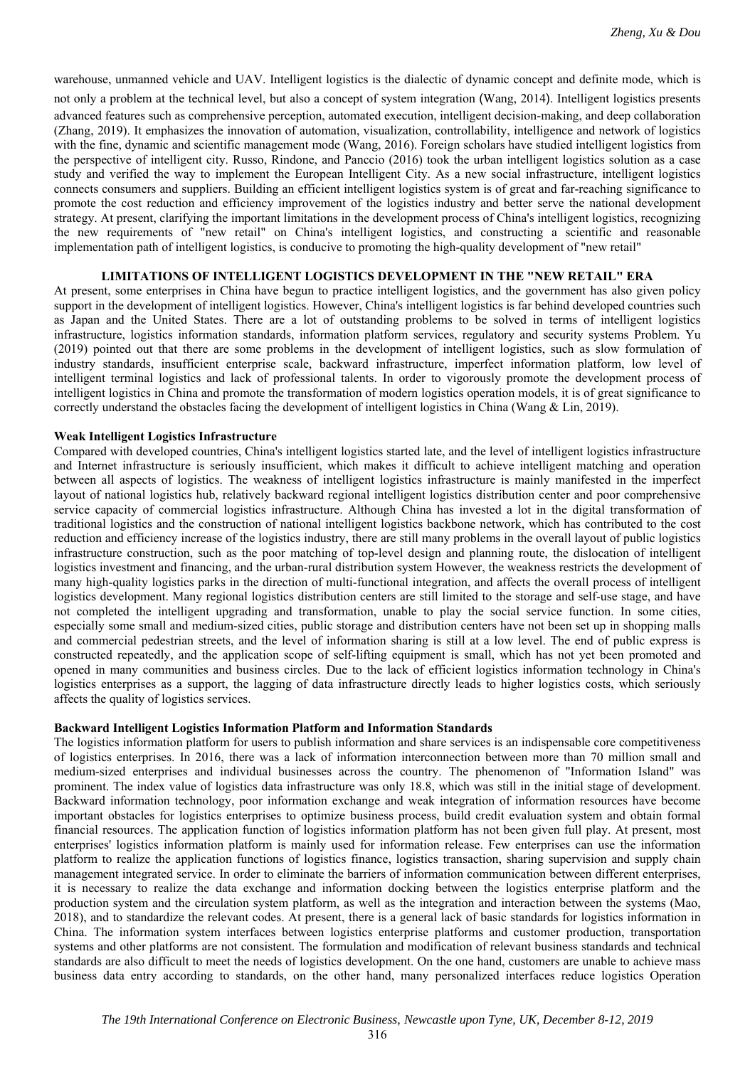warehouse, unmanned vehicle and UAV. Intelligent logistics is the dialectic of dynamic concept and definite mode, which is not only a problem at the technical level, but also a concept of system integration (Wang, 2014). Intelligent logistics presents advanced features such as comprehensive perception, automated execution, intelligent decision-making, and deep collaboration (Zhang, 2019). It emphasizes the innovation of automation, visualization, controllability, intelligence and network of logistics with the fine, dynamic and scientific management mode (Wang, 2016). Foreign scholars have studied intelligent logistics from the perspective of intelligent city. Russo, Rindone, and Panccio (2016) took the urban intelligent logistics solution as a case study and verified the way to implement the European Intelligent City. As a new social infrastructure, intelligent logistics connects consumers and suppliers. Building an efficient intelligent logistics system is of great and far-reaching significance to promote the cost reduction and efficiency improvement of the logistics industry and better serve the national development strategy. At present, clarifying the important limitations in the development process of China's intelligent logistics, recognizing the new requirements of "new retail" on China's intelligent logistics, and constructing a scientific and reasonable implementation path of intelligent logistics, is conducive to promoting the high-quality development of "new retail"

## LIMITATIONS OF INTELLIGENT LOGISTICS DEVELOPMENT IN THE "NEW RETAIL" ERA

At present, some enterprises in China have begun to practice intelligent logistics, and the government has also given policy support in the development of intelligent logistics. However, China's intelligent logistics is far behind developed countries such as Japan and the United States. There are a lot of outstanding problems to be solved in terms of intelligent logistics infrastructure, logistics information standards, information platform services, regulatory and security systems Problem. Yu (2019) pointed out that there are some problems in the development of intelligent logistics, such as slow formulation of industry standards, insufficient enterprise scale, backward infrastructure, imperfect information platform, low level of intelligent terminal logistics and lack of professional talents. In order to vigorously promote the development process of intelligent logistics in China and promote the transformation of modern logistics operation models, it is of great significance to correctly understand the obstacles facing the development of intelligent logistics in China (Wang & Lin, 2019).

### Weak Intelligent Logistics Infrastructure

Compared with developed countries, China's intelligent logistics started late, and the level of intelligent logistics infrastructure and Internet infrastructure is seriously insufficient, which makes it difficult to achieve intelligent matching and operation between all aspects of logistics. The weakness of intelligent logistics infrastructure is mainly manifested in the imperfect layout of national logistics hub, relatively backward regional intelligent logistics distribution center and poor comprehensive service capacity of commercial logistics infrastructure. Although China has invested a lot in the digital transformation of traditional logistics and the construction of national intelligent logistics backbone network, which has contributed to the cost reduction and efficiency increase of the logistics industry, there are still many problems in the overall layout of public logistics infrastructure construction, such as the poor matching of top-level design and planning route, the dislocation of intelligent logistics investment and financing, and the urban-rural distribution system However, the weakness restricts the development of many high-quality logistics parks in the direction of multi-functional integration, and affects the overall process of intelligent logistics development. Many regional logistics distribution centers are still limited to the storage and self-use stage, and have not completed the intelligent upgrading and transformation, unable to play the social service function. In some cities, especially some small and medium-sized cities, public storage and distribution centers have not been set up in shopping malls and commercial pedestrian streets, and the level of information sharing is still at a low level. The end of public express is constructed repeatedly, and the application scope of self-lifting equipment is small, which has not yet been promoted and opened in many communities and business circles. Due to the lack of efficient logistics information technology in China's logistics enterprises as a support, the lagging of data infrastructure directly leads to higher logistics costs, which seriously affects the quality of logistics services.

### Backward Intelligent Logistics Information Platform and Information Standards

The logistics information platform for users to publish information and share services is an indispensable core competitiveness of logistics enterprises. In 2016, there was a lack of information interconnection between more than 70 million small and medium-sized enterprises and individual businesses across the country. The phenomenon of "Information Island" was prominent. The index value of logistics data infrastructure was only 18.8, which was still in the initial stage of development. Backward information technology, poor information exchange and weak integration of information resources have become important obstacles for logistics enterprises to optimize business process, build credit evaluation system and obtain formal financial resources. The application function of logistics information platform has not been given full play. At present, most enterprises' logistics information platform is mainly used for information release. Few enterprises can use the information platform to realize the application functions of logistics finance, logistics transaction, sharing supervision and supply chain management integrated service. In order to eliminate the barriers of information communication between different enterprises, it is necessary to realize the data exchange and information docking between the logistics enterprise platform and the production system and the circulation system platform, as well as the integration and interaction between the systems (Mao, 2018), and to standardize the relevant codes. At present, there is a general lack of basic standards for logistics information in China. The information system interfaces between logistics enterprise platforms and customer production, transportation systems and other platforms are not consistent. The formulation and modification of relevant business standards and technical standards are also difficult to meet the needs of logistics development. On the one hand, customers are unable to achieve mass business data entry according to standards, on the other hand, many personalized interfaces reduce logistics Operation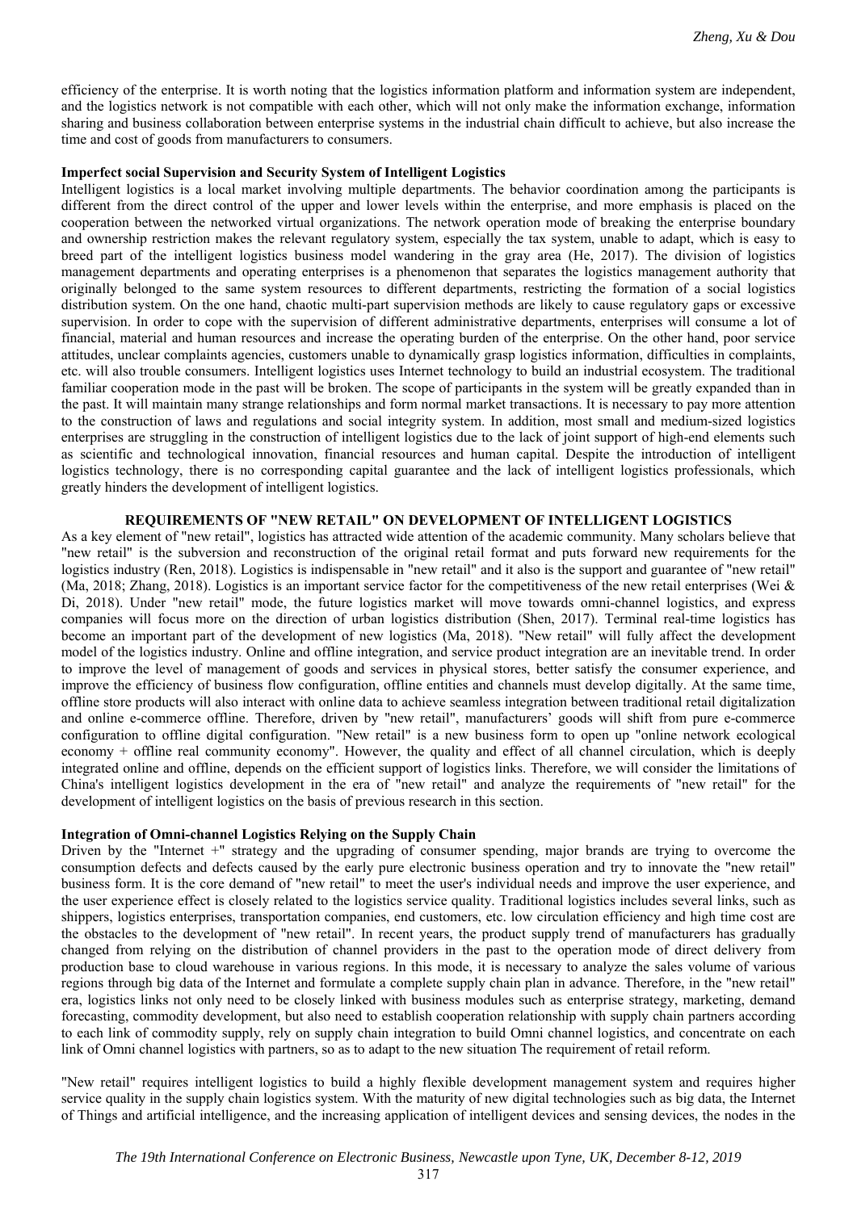efficiency of the enterprise. It is worth noting that the logistics information platform and information system are independent, and the logistics network is not compatible with each other, which will not only make the information exchange, information sharing and business collaboration between enterprise systems in the industrial chain difficult to achieve, but also increase the time and cost of goods from manufacturers to consumers.

**Imperfect social Supervision and Security System of Intelligent Logistics**

Intelligent logistics is a local market involving multiple departments. The behavior coordination among the participants is different from the direct control of the upper and lower levels within the enterprise, and more emphasis is placed on the cooperation between the networked virtual organizations. The network operation mode of breaking the enterprise boundary and ownership restriction makes the relevant regulatory system, especially the tax system, unable to adapt, which is easy to breed part of the intelligent logistics business model wandering in the gray area (He, 2017). The division of logistics management departments and operating enterprises is a phenomenon that separates the logistics management authority that originally belonged to the same system resources to different departments, restricting the formation of a social logistics distribution system. On the one hand, chaotic multi-part supervision methods are likely to cause regulatory gaps or excessive supervision. In order to cope with the supervision of different administrative departments, enterprises will consume a lot of financial, material and human resources and increase the operating burden of the enterprise. On the other hand, poor service attitudes, unclear complaints agencies, customers unable to dynamically grasp logistics information, difficulties in complaints, etc. will also trouble consumers. Intelligent logistics uses Internet technology to build an industrial ecosystem. The traditional familiar cooperation mode in the past will be broken. The scope of participants in the system will be greatly expanded than in the past. It will maintain many strange relationships and form normal market transactions. It is necessary to pay more attention to the construction of laws and regulations and social integrity system. In addition, most small and medium-sized logistics enterprises are struggling in the construction of intelligent logistics due to the lack of joint support of high-end elements such as scientific and technological innovation, financial resources and human capital. Despite the introduction of intelligent logistics technology, there is no corresponding capital guarantee and the lack of intelligent logistics professionals, which greatly hinders the development of intelligent logistics.

## REQUIREMENTS OF "NEW RETAIL" ON DEVELOPMENT OF INTELLIGENT LOGISTICS

As a key element of "new retail", logistics has attracted wide attention of the academic community. Many scholars believe that "new retail" is the subversion and reconstruction of the original retail format and puts forward new requirements for the logistics industry (Ren, 2018). Logistics is indispensable in "new retail" and it also is the support and guarantee of "new retail" (Ma, 2018; Zhang, 2018). Logistics is an important service factor for the competitiveness of the new retail enterprises (Wei & Di, 2018). Under "new retail" mode, the future logistics market will move towards omni-channel logistics, and express companies will focus more on the direction of urban logistics distribution (Shen, 2017). Terminal real-time logistics has become an important part of the development of new logistics (Ma, 2018). "New retail" will fully affect the development model of the logistics industry. Online and offline integration, and service product integration are an inevitable trend. In order to improve the level of management of goods and services in physical stores, better satisfy the consumer experience, and improve the efficiency of business flow configuration, offline entities and channels must develop digitally. At the same time, offline store products will also interact with online data to achieve seamless integration between traditional retail digitalization and online e-commerce offline. Therefore, driven by "new retail", manufacturers' goods will shift from pure e-commerce configuration to offline digital configuration. "New retail" is a new business form to open up "online network ecological economy + offline real community economy". However, the quality and effect of all channel circulation, which is deeply integrated online and offline, depends on the efficient support of logistics links. Therefore, we will consider the limitations of China's intelligent logistics development in the era of "new retail" and analyze the requirements of "new retail" for the development of intelligent logistics on the basis of previous research in this section.

**Integration of Omni-channel Logistics Relying on the Supply Chain**

Driven by the "Internet +" strategy and the upgrading of consumer spending, major brands are trying to overcome the consumption defects and defects caused by the early pure electronic business operation and try to innovate the "new retail" business form. It is the core demand of "new retail" to meet the user's individual needs and improve the user experience, and the user experience effect is closely related to the logistics service quality. Traditional logistics includes several links, such as shippers, logistics enterprises, transportation companies, end customers, etc. low circulation efficiency and high time cost are the obstacles to the development of "new retail". In recent years, the product supply trend of manufacturers has gradually changed from relying on the distribution of channel providers in the past to the operation mode of direct delivery from production base to cloud warehouse in various regions. In this mode, it is necessary to analyze the sales volume of various regions through big data of the Internet and formulate a complete supply chain plan in advance. Therefore, in the "new retail" era, logistics links not only need to be closely linked with business modules such as enterprise strategy, marketing, demand forecasting, commodity development, but also need to establish cooperation relationship with supply chain partners according to each link of commodity supply, rely on supply chain integration to build Omni channel logistics, and concentrate on each link of Omni channel logistics with partners, so as to adapt to the new situation The requirement of retail reform.

"New retail" requires intelligent logistics to build a highly flexible development management system and requires higher service quality in the supply chain logistics system. With the maturity of new digital technologies such as big data, the Internet of Things and artificial intelligence, and the increasing application of intelligent devices and sensing devices, the nodes in the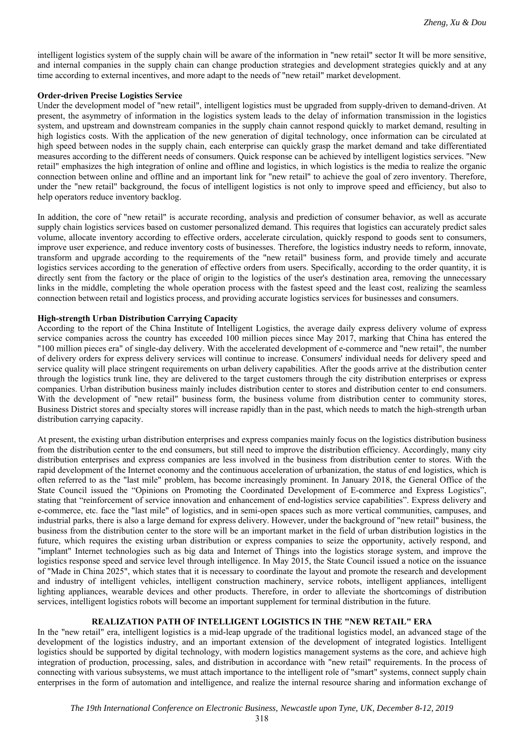intelligent logistics system of the supply chain will be aware of the information in "new retail" sector It will be more sensitive, and internal companies in the supply chain can change production strategies and development strategies quickly and at any time according to external incentives, and more adapt to the needs of "new retail" market development.

**Order-driven Precise Logistics Service**

Under the development model of "new retail", intelligent logistics must be upgraded from supply-driven to demand-driven. At present, the asymmetry of information in the logistics system leads to the delay of information transmission in the logistics system, and upstream and downstream companies in the supply chain cannot respond quickly to market demand, resulting in high logistics costs. With the application of the new generation of digital technology, once information can be circulated at high speed between nodes in the supply chain, each enterprise can quickly grasp the market demand and take differentiated measures according to the different needs of consumers. Quick response can be achieved by intelligent logistics services. "New retail" emphasizes the high integration of online and offline and logistics, in which logistics is the media to realize the organic connection between online and offline and an important link for "new retail" to achieve the goal of zero inventory. Therefore, under the "new retail" background, the focus of intelligent logistics is not only to improve speed and efficiency, but also to help operators reduce inventory backlog.

In addition, the core of "new retail" is accurate recording, analysis and prediction of consumer behavior, as well as accurate supply chain logistics services based on customer personalized demand. This requires that logistics can accurately predict sales volume, allocate inventory according to effective orders, accelerate circulation, quickly respond to goods sent to consumers, improve user experience, and reduce inventory costs of businesses. Therefore, the logistics industry needs to reform, innovate, transform and upgrade according to the requirements of the "new retail" business form, and provide timely and accurate logistics services according to the generation of effective orders from users. Specifically, according to the order quantity, it is directly sent from the factory or the place of origin to the logistics of the user's destination area, removing the unnecessary links in the middle, completing the whole operation process with the fastest speed and the least cost, realizing the seamless connection between retail and logistics process, and providing accurate logistics services for businesses and consumers.

**High-strength Urban Distribution Carrying Capacity**

According to the report of the China Institute of Intelligent Logistics, the average daily express delivery volume of express service companies across the country has exceeded 100 million pieces since May 2017, marking that China has entered the "100 million pieces era" of single-day delivery. With the accelerated development of e-commerce and "new retail", the number of delivery orders for express delivery services will continue to increase. Consumers' individual needs for delivery speed and service quality will place stringent requirements on urban delivery capabilities. After the goods arrive at the distribution center through the logistics trunk line, they are delivered to the target customers through the city distribution enterprises or express companies. Urban distribution business mainly includes distribution center to stores and distribution center to end consumers. With the development of "new retail" business form, the business volume from distribution center to community stores, Business District stores and specialty stores will increase rapidly than in the past, which needs to match the high-strength urban distribution carrying capacity.

At present, the existing urban distribution enterprises and express companies mainly focus on the logistics distribution business from the distribution center to the end consumers, but still need to improve the distribution efficiency. Accordingly, many city distribution enterprises and express companies are less involved in the business from distribution center to stores. With the rapid development of the Internet economy and the continuous acceleration of urbanization, the status of end logistics, which is often referred to as the "last mile" problem, has become increasingly prominent. In January 2018, the General Office of the State Council issued the "Opinions on Promoting the Coordinated Development of E-commerce and Express Logistics", stating that "reinforcement of service innovation and enhancement of end-logistics service capabilities". Express delivery and e-commerce, etc. face the "last mile" of logistics, and in semi-open spaces such as more vertical communities, campuses, and industrial parks, there is also a large demand for express delivery. However, under the background of "new retail" business, the business from the distribution center to the store will be an important market in the field of urban distribution logistics in the future, which requires the existing urban distribution or express companies to seize the opportunity, actively respond, and "implant" Internet technologies such as big data and Internet of Things into the logistics storage system, and improve the logistics response speed and service level through intelligence. In May 2015, the State Council issued a notice on the issuance of "Made in China 2025", which states that it is necessary to coordinate the layout and promote the research and development and industry of intelligent vehicles, intelligent construction machinery, service robots, intelligent appliances, intelligent lighting appliances, wearable devices and other products. Therefore, in order to alleviate the shortcomings of distribution services, intelligent logistics robots will become an important supplement for terminal distribution in the future.

## REALIZATION PATH OF INTELLIGENT LOGISTICS IN THE "NEW RETAIL" ERA

In the "new retail" era, intelligent logistics is a mid-leap upgrade of the traditional logistics model, an advanced stage of the development of the logistics industry, and an important extension of the development of integrated logistics. Intelligent logistics should be supported by digital technology, with modern logistics management systems as the core, and achieve high integration of production, processing, sales, and distribution in accordance with "new retail" requirements. In the process of connecting with various subsystems, we must attach importance to the intelligent role of "smart" systems, connect supply chain enterprises in the form of automation and intelligence, and realize the internal resource sharing and information exchange of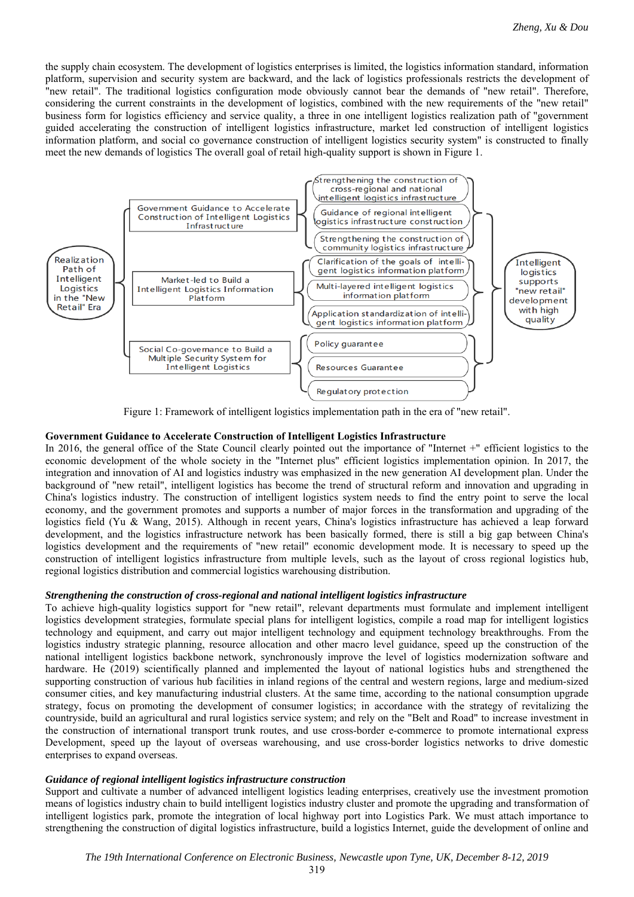the supply chain ecosystem. The development of logistics enterprises is limited, the logistics information standard, information platform, supervision and security system are backward, and the lack of logistics professionals restricts the development of "new retail". The traditional logistics configuration mode obviously cannot bear the demands of "new retail". Therefore, considering the current constraints in the development of logistics, combined with the new requirements of the "new retail" business form for logistics efficiency and service quality, a three in one intelligent logistics realization path of "government guided accelerating the construction of intelligent logistics infrastructure, market led construction of intelligent logistics information platform, and social co governance construction of intelligent logistics security system" is constructed to finally meet the new demands of logistics The overall goal of retail high-quality support is shown in Figure 1.

- Realization Path of Intelligent Logistics in the "New Retail" Era
  - Government Guidance to Accelerate Construction of Intelligent Logistics Infrastructure
    - Strengthening the construction of cross-regional and national intelligent logistics infrastructure
    - Guidance of regional intelligent logistics infrastructure construction
    - Strengthening the construction of community logistics infrastructure
  - Market-led to Build a Intelligent Logistics Information Platform
    - Clarification of the goals of intelligent logistics information platform
    - Multi-layered intelligent logistics information platform
    - Application standardization of intelligent logistics information platform
  - Social Co-governance to Build a Multiple Security System for Intelligent Logistics
    - Policy guarantee
    - Resources Guarantee
    - Regulatory protection
- → Intelligent logistics supports "new retail" development with high quality

Figure 1: Framework of intelligent logistics implementation path in the era of "new retail".

**Government Guidance to Accelerate Construction of Intelligent Logistics Infrastructure**

In 2016, the general office of the State Council clearly pointed out the importance of "Internet +" efficient logistics to the economic development of the whole society in the "Internet plus" efficient logistics implementation opinion. In 2017, the integration and innovation of AI and logistics industry was emphasized in the new generation AI development plan. Under the background of "new retail", intelligent logistics has become the trend of structural reform and innovation and upgrading in China's logistics industry. The construction of intelligent logistics system needs to find the entry point to serve the local economy, and the government promotes and supports a number of major forces in the transformation and upgrading of the logistics field (Yu & Wang, 2015). Although in recent years, China's logistics infrastructure has achieved a leap forward development, and the logistics infrastructure network has been basically formed, there is still a big gap between China's logistics development and the requirements of "new retail" economic development mode. It is necessary to speed up the construction of intelligent logistics infrastructure from multiple levels, such as the layout of cross regional logistics hub, regional logistics distribution and commercial logistics warehousing distribution.

***Strengthening the construction of cross-regional and national intelligent logistics infrastructure***

To achieve high-quality logistics support for "new retail", relevant departments must formulate and implement intelligent logistics development strategies, formulate special plans for intelligent logistics, compile a road map for intelligent logistics technology and equipment, and carry out major intelligent technology and equipment technology breakthroughs. From the logistics industry strategic planning, resource allocation and other macro level guidance, speed up the construction of the national intelligent logistics backbone network, synchronously improve the level of logistics modernization software and hardware. He (2019) scientifically planned and implemented the layout of national logistics hubs and strengthened the supporting construction of various hub facilities in inland regions of the central and western regions, large and medium-sized consumer cities, and key manufacturing industrial clusters. At the same time, according to the national consumption upgrade strategy, focus on promoting the development of consumer logistics; in accordance with the strategy of revitalizing the countryside, build an agricultural and rural logistics service system; and rely on the "Belt and Road" to increase investment in the construction of international transport trunk routes, and use cross-border e-commerce to promote international express Development, speed up the layout of overseas warehousing, and use cross-border logistics networks to drive domestic enterprises to expand overseas.

***Guidance of regional intelligent logistics infrastructure construction***

Support and cultivate a number of advanced intelligent logistics leading enterprises, creatively use the investment promotion means of logistics industry chain to build intelligent logistics industry cluster and promote the upgrading and transformation of intelligent logistics park, promote the integration of local highway port into Logistics Park. We must attach importance to strengthening the construction of digital logistics infrastructure, build a logistics Internet, guide the development of online and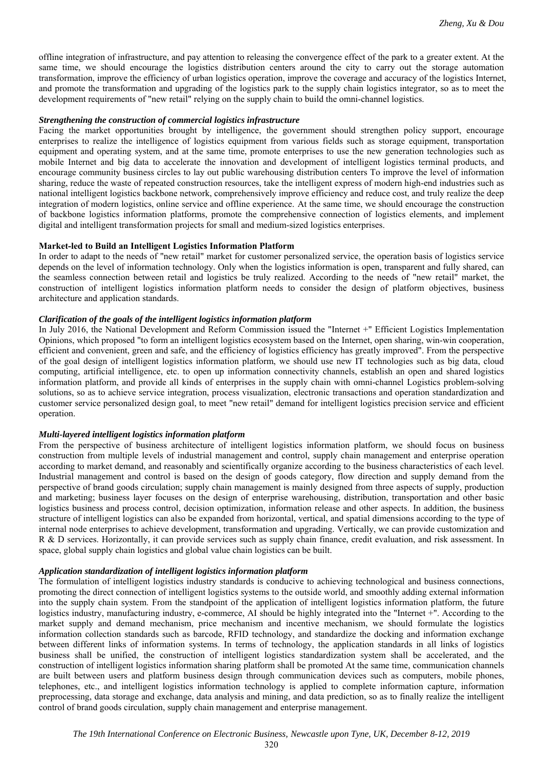offline integration of infrastructure, and pay attention to releasing the convergence effect of the park to a greater extent. At the same time, we should encourage the logistics distribution centers around the city to carry out the storage automation transformation, improve the efficiency of urban logistics operation, improve the coverage and accuracy of the logistics Internet, and promote the transformation and upgrading of the logistics park to the supply chain logistics integrator, so as to meet the development requirements of "new retail" relying on the supply chain to build the omni-channel logistics.

#### *Strengthening the construction of commercial logistics infrastructure*

Facing the market opportunities brought by intelligence, the government should strengthen policy support, encourage enterprises to realize the intelligence of logistics equipment from various fields such as storage equipment, transportation equipment and operating system, and at the same time, promote enterprises to use the new generation technologies such as mobile Internet and big data to accelerate the innovation and development of intelligent logistics terminal products, and encourage community business circles to lay out public warehousing distribution centers To improve the level of information sharing, reduce the waste of repeated construction resources, take the intelligent express of modern high-end industries such as national intelligent logistics backbone network, comprehensively improve efficiency and reduce cost, and truly realize the deep integration of modern logistics, online service and offline experience. At the same time, we should encourage the construction of backbone logistics information platforms, promote the comprehensive connection of logistics elements, and implement digital and intelligent transformation projects for small and medium-sized logistics enterprises.

### Market-led to Build an Intelligent Logistics Information Platform

In order to adapt to the needs of "new retail" market for customer personalized service, the operation basis of logistics service depends on the level of information technology. Only when the logistics information is open, transparent and fully shared, can the seamless connection between retail and logistics be truly realized. According to the needs of "new retail" market, the construction of intelligent logistics information platform needs to consider the design of platform objectives, business architecture and application standards.

#### *Clarification of the goals of the intelligent logistics information platform*

In July 2016, the National Development and Reform Commission issued the "Internet +" Efficient Logistics Implementation Opinions, which proposed "to form an intelligent logistics ecosystem based on the Internet, open sharing, win-win cooperation, efficient and convenient, green and safe, and the efficiency of logistics efficiency has greatly improved". From the perspective of the goal design of intelligent logistics information platform, we should use new IT technologies such as big data, cloud computing, artificial intelligence, etc. to open up information connectivity channels, establish an open and shared logistics information platform, and provide all kinds of enterprises in the supply chain with omni-channel Logistics problem-solving solutions, so as to achieve service integration, process visualization, electronic transactions and operation standardization and customer service personalized design goal, to meet "new retail" demand for intelligent logistics precision service and efficient operation.

#### *Multi-layered intelligent logistics information platform*

From the perspective of business architecture of intelligent logistics information platform, we should focus on business construction from multiple levels of industrial management and control, supply chain management and enterprise operation according to market demand, and reasonably and scientifically organize according to the business characteristics of each level. Industrial management and control is based on the design of goods category, flow direction and supply demand from the perspective of brand goods circulation; supply chain management is mainly designed from three aspects of supply, production and marketing; business layer focuses on the design of enterprise warehousing, distribution, transportation and other basic logistics business and process control, decision optimization, information release and other aspects. In addition, the business structure of intelligent logistics can also be expanded from horizontal, vertical, and spatial dimensions according to the type of internal node enterprises to achieve development, transformation and upgrading. Vertically, we can provide customization and R & D services. Horizontally, it can provide services such as supply chain finance, credit evaluation, and risk assessment. In space, global supply chain logistics and global value chain logistics can be built.

#### *Application standardization of intelligent logistics information platform*

The formulation of intelligent logistics industry standards is conducive to achieving technological and business connections, promoting the direct connection of intelligent logistics systems to the outside world, and smoothly adding external information into the supply chain system. From the standpoint of the application of intelligent logistics information platform, the future logistics industry, manufacturing industry, e-commerce, AI should be highly integrated into the "Internet +". According to the market supply and demand mechanism, price mechanism and incentive mechanism, we should formulate the logistics information collection standards such as barcode, RFID technology, and standardize the docking and information exchange between different links of information systems. In terms of technology, the application standards in all links of logistics business shall be unified, the construction of intelligent logistics standardization system shall be accelerated, and the construction of intelligent logistics information sharing platform shall be promoted At the same time, communication channels are built between users and platform business design through communication devices such as computers, mobile phones, telephones, etc., and intelligent logistics information technology is applied to complete information capture, information preprocessing, data storage and exchange, data analysis and mining, and data prediction, so as to finally realize the intelligent control of brand goods circulation, supply chain management and enterprise management.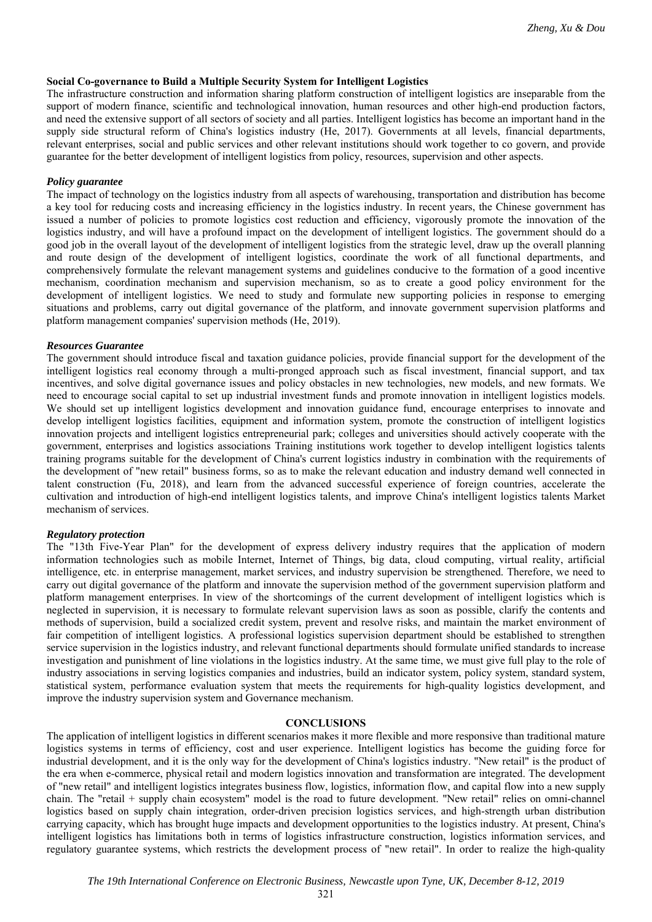### Social Co-governance to Build a Multiple Security System for Intelligent Logistics

The infrastructure construction and information sharing platform construction of intelligent logistics are inseparable from the support of modern finance, scientific and technological innovation, human resources and other high-end production factors, and need the extensive support of all sectors of society and all parties. Intelligent logistics has become an important hand in the supply side structural reform of China's logistics industry (He, 2017). Governments at all levels, financial departments, relevant enterprises, social and public services and other relevant institutions should work together to co govern, and provide guarantee for the better development of intelligent logistics from policy, resources, supervision and other aspects.

#### *Policy guarantee*

The impact of technology on the logistics industry from all aspects of warehousing, transportation and distribution has become a key tool for reducing costs and increasing efficiency in the logistics industry. In recent years, the Chinese government has issued a number of policies to promote logistics cost reduction and efficiency, vigorously promote the innovation of the logistics industry, and will have a profound impact on the development of intelligent logistics. The government should do a good job in the overall layout of the development of intelligent logistics from the strategic level, draw up the overall planning and route design of the development of intelligent logistics, coordinate the work of all functional departments, and comprehensively formulate the relevant management systems and guidelines conducive to the formation of a good incentive mechanism, coordination mechanism and supervision mechanism, so as to create a good policy environment for the development of intelligent logistics. We need to study and formulate new supporting policies in response to emerging situations and problems, carry out digital governance of the platform, and innovate government supervision platforms and platform management companies' supervision methods (He, 2019).

#### *Resources Guarantee*

The government should introduce fiscal and taxation guidance policies, provide financial support for the development of the intelligent logistics real economy through a multi-pronged approach such as fiscal investment, financial support, and tax incentives, and solve digital governance issues and policy obstacles in new technologies, new models, and new formats. We need to encourage social capital to set up industrial investment funds and promote innovation in intelligent logistics models. We should set up intelligent logistics development and innovation guidance fund, encourage enterprises to innovate and develop intelligent logistics facilities, equipment and information system, promote the construction of intelligent logistics innovation projects and intelligent logistics entrepreneurial park; colleges and universities should actively cooperate with the government, enterprises and logistics associations Training institutions work together to develop intelligent logistics talents training programs suitable for the development of China's current logistics industry in combination with the requirements of the development of "new retail" business forms, so as to make the relevant education and industry demand well connected in talent construction (Fu, 2018), and learn from the advanced successful experience of foreign countries, accelerate the cultivation and introduction of high-end intelligent logistics talents, and improve China's intelligent logistics talents Market mechanism of services.

#### *Regulatory protection*

The "13th Five-Year Plan" for the development of express delivery industry requires that the application of modern information technologies such as mobile Internet, Internet of Things, big data, cloud computing, virtual reality, artificial intelligence, etc. in enterprise management, market services, and industry supervision be strengthened. Therefore, we need to carry out digital governance of the platform and innovate the supervision method of the government supervision platform and platform management enterprises. In view of the shortcomings of the current development of intelligent logistics which is neglected in supervision, it is necessary to formulate relevant supervision laws as soon as possible, clarify the contents and methods of supervision, build a socialized credit system, prevent and resolve risks, and maintain the market environment of fair competition of intelligent logistics. A professional logistics supervision department should be established to strengthen service supervision in the logistics industry, and relevant functional departments should formulate unified standards to increase investigation and punishment of line violations in the logistics industry. At the same time, we must give full play to the role of industry associations in serving logistics companies and industries, build an indicator system, policy system, standard system, statistical system, performance evaluation system that meets the requirements for high-quality logistics development, and improve the industry supervision system and Governance mechanism.

## CONCLUSIONS

The application of intelligent logistics in different scenarios makes it more flexible and more responsive than traditional mature logistics systems in terms of efficiency, cost and user experience. Intelligent logistics has become the guiding force for industrial development, and it is the only way for the development of China's logistics industry. "New retail" is the product of the era when e-commerce, physical retail and modern logistics innovation and transformation are integrated. The development of "new retail" and intelligent logistics integrates business flow, logistics, information flow, and capital flow into a new supply chain. The "retail + supply chain ecosystem" model is the road to future development. "New retail" relies on omni-channel logistics based on supply chain integration, order-driven precision logistics services, and high-strength urban distribution carrying capacity, which has brought huge impacts and development opportunities to the logistics industry. At present, China's intelligent logistics has limitations both in terms of logistics infrastructure construction, logistics information services, and regulatory guarantee systems, which restricts the development process of "new retail". In order to realize the high-quality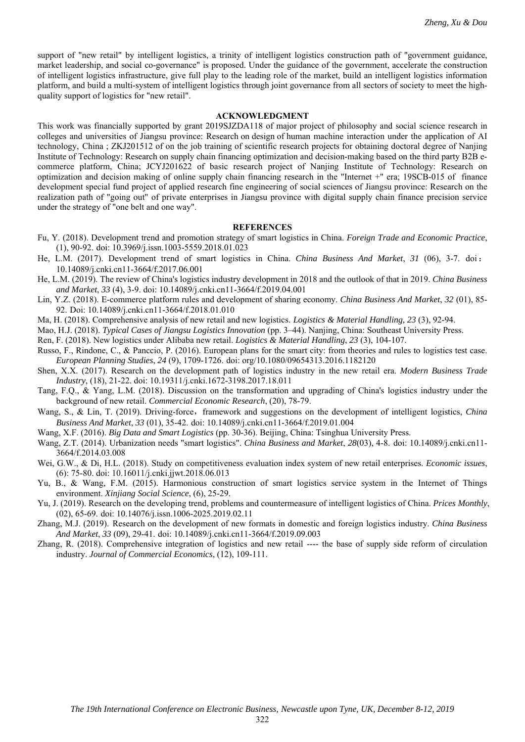support of "new retail" by intelligent logistics, a trinity of intelligent logistics construction path of "government guidance, market leadership, and social co-governance" is proposed. Under the guidance of the government, accelerate the construction of intelligent logistics infrastructure, give full play to the leading role of the market, build an intelligent logistics information platform, and build a multi-system of intelligent logistics through joint governance from all sectors of society to meet the high-quality support of logistics for "new retail".

## ACKNOWLEDGMENT

This work was financially supported by grant 2019SJZDA118 of major project of philosophy and social science research in colleges and universities of Jiangsu province: Research on design of human machine interaction under the application of AI technology, China ; ZKJ201512 of on the job training of scientific research projects for obtaining doctoral degree of Nanjing Institute of Technology: Research on supply chain financing optimization and decision-making based on the third party B2B e-commerce platform, China; JCYJ201622 of basic research project of Nanjing Institute of Technology: Research on optimization and decision making of online supply chain financing research in the "Internet +" era; 19SCB-015 of finance development special fund project of applied research fine engineering of social sciences of Jiangsu province: Research on the realization path of "going out" of private enterprises in Jiangsu province with digital supply chain finance precision service under the strategy of "one belt and one way".

## REFERENCES

Fu, Y. (2018). Development trend and promotion strategy of smart logistics in China. *Foreign Trade and Economic Practice*, (1), 90-92. doi: 10.3969/j.issn.1003-5559.2018.01.023

He, L.M. (2017). Development trend of smart logistics in China. *China Business And Market*, *31* (06), 3-7. doi：10.14089/j.cnki.cn11-3664/f.2017.06.001

He, L.M. (2019). The review of China's logistics industry development in 2018 and the outlook of that in 2019. *China Business and Market*, *33* (4), 3-9. doi: 10.14089/j.cnki.cn11-3664/f.2019.04.001

Lin, Y.Z. (2018). E-commerce platform rules and development of sharing economy. *China Business And Market*, *32* (01), 85-92. Doi: 10.14089/j.cnki.cn11-3664/f.2018.01.010

Ma, H. (2018). Comprehensive analysis of new retail and new logistics. *Logistics & Material Handling, 23* (3), 92-94.

Mao, H.J. (2018). *Typical Cases of Jiangsu Logistics Innovation* (pp. 3–44). Nanjing, China: Southeast University Press.

Ren, F. (2018). New logistics under Alibaba new retail. *Logistics & Material Handling*, *23* (3), 104-107.

Russo, F., Rindone, C., & Panccio, P. (2016). European plans for the smart city: from theories and rules to logistics test case. *European Planning Studies*, *24* (9), 1709-1726. doi: org/10.1080/09654313.2016.1182120

Shen, X.X. (2017). Research on the development path of logistics industry in the new retail era. *Modern Business Trade Industry*, (18), 21-22. doi: 10.19311/j.cnki.1672-3198.2017.18.011

Tang, F.Q., & Yang, L.M. (2018). Discussion on the transformation and upgrading of China's logistics industry under the background of new retail. *Commercial Economic Research*, (20), 78-79.

Wang, S., & Lin, T. (2019). Driving-force，framework and suggestions on the development of intelligent logistics, *China Business And Market*, *33* (01), 35-42. doi: 10.14089/j.cnki.cn11-3664/f.2019.01.004

Wang, X.F. (2016). *Big Data and Smart Logistics* (pp. 30-36). Beijing, China: Tsinghua University Press.

Wang, Z.T. (2014). Urbanization needs "smart logistics". *China Business and Market*, *28*(03), 4-8. doi: 10.14089/j.cnki.cn11-3664/f.2014.03.008

Wei, G.W., & Di, H.L. (2018). Study on competitiveness evaluation index system of new retail enterprises. *Economic issues*, (6): 75-80. doi: 10.16011/j.cnki.jjwt.2018.06.013

Yu, B., & Wang, F.M. (2015). Harmonious construction of smart logistics service system in the Internet of Things environment. *Xinjiang Social Science*, (6), 25-29.

Yu, J. (2019). Research on the developing trend, problems and countermeasure of intelligent logistics of China. *Prices Monthly*, (02), 65-69. doi: 10.14076/j.issn.1006-2025.2019.02.11

Zhang, M.J. (2019). Research on the development of new formats in domestic and foreign logistics industry. *China Business And Market*, *33* (09), 29-41. doi: 10.14089/j.cnki.cn11-3664/f.2019.09.003

Zhang, R. (2018). Comprehensive integration of logistics and new retail ---- the base of supply side reform of circulation industry. *Journal of Commercial Economics*, (12), 109-111.